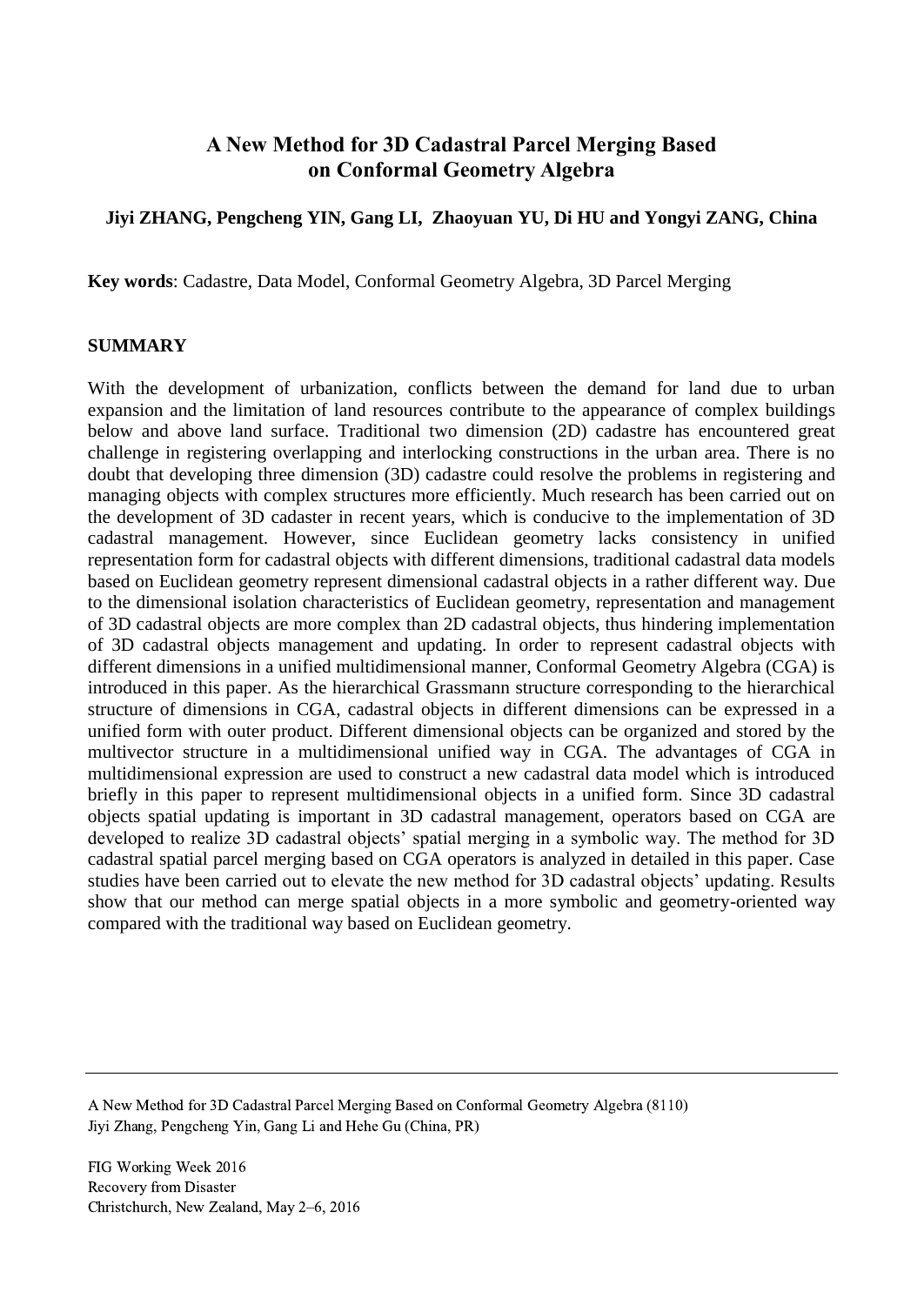# A New Method for 3D Cadastral Parcel Merging Based on Conformal Geometry Algebra

**Jiyi ZHANG, Pengcheng YIN, Gang LI, Zhaoyuan YU, Di HU and Yongyi ZANG, China**

**Key words**: Cadastre, Data Model, Conformal Geometry Algebra, 3D Parcel Merging

## SUMMARY

With the development of urbanization, conflicts between the demand for land due to urban expansion and the limitation of land resources contribute to the appearance of complex buildings below and above land surface. Traditional two dimension (2D) cadastre has encountered great challenge in registering overlapping and interlocking constructions in the urban area. There is no doubt that developing three dimension (3D) cadastre could resolve the problems in registering and managing objects with complex structures more efficiently. Much research has been carried out on the development of 3D cadaster in recent years, which is conducive to the implementation of 3D cadastral management. However, since Euclidean geometry lacks consistency in unified representation form for cadastral objects with different dimensions, traditional cadastral data models based on Euclidean geometry represent dimensional cadastral objects in a rather different way. Due to the dimensional isolation characteristics of Euclidean geometry, representation and management of 3D cadastral objects are more complex than 2D cadastral objects, thus hindering implementation of 3D cadastral objects management and updating. In order to represent cadastral objects with different dimensions in a unified multidimensional manner, Conformal Geometry Algebra (CGA) is introduced in this paper. As the hierarchical Grassmann structure corresponding to the hierarchical structure of dimensions in CGA, cadastral objects in different dimensions can be expressed in a unified form with outer product. Different dimensional objects can be organized and stored by the multivector structure in a multidimensional unified way in CGA. The advantages of CGA in multidimensional expression are used to construct a new cadastral data model which is introduced briefly in this paper to represent multidimensional objects in a unified form. Since 3D cadastral objects spatial updating is important in 3D cadastral management, operators based on CGA are developed to realize 3D cadastral objects' spatial merging in a symbolic way. The method for 3D cadastral spatial parcel merging based on CGA operators is analyzed in detailed in this paper. Case studies have been carried out to elevate the new method for 3D cadastral objects' updating. Results show that our method can merge spatial objects in a more symbolic and geometry-oriented way compared with the traditional way based on Euclidean geometry.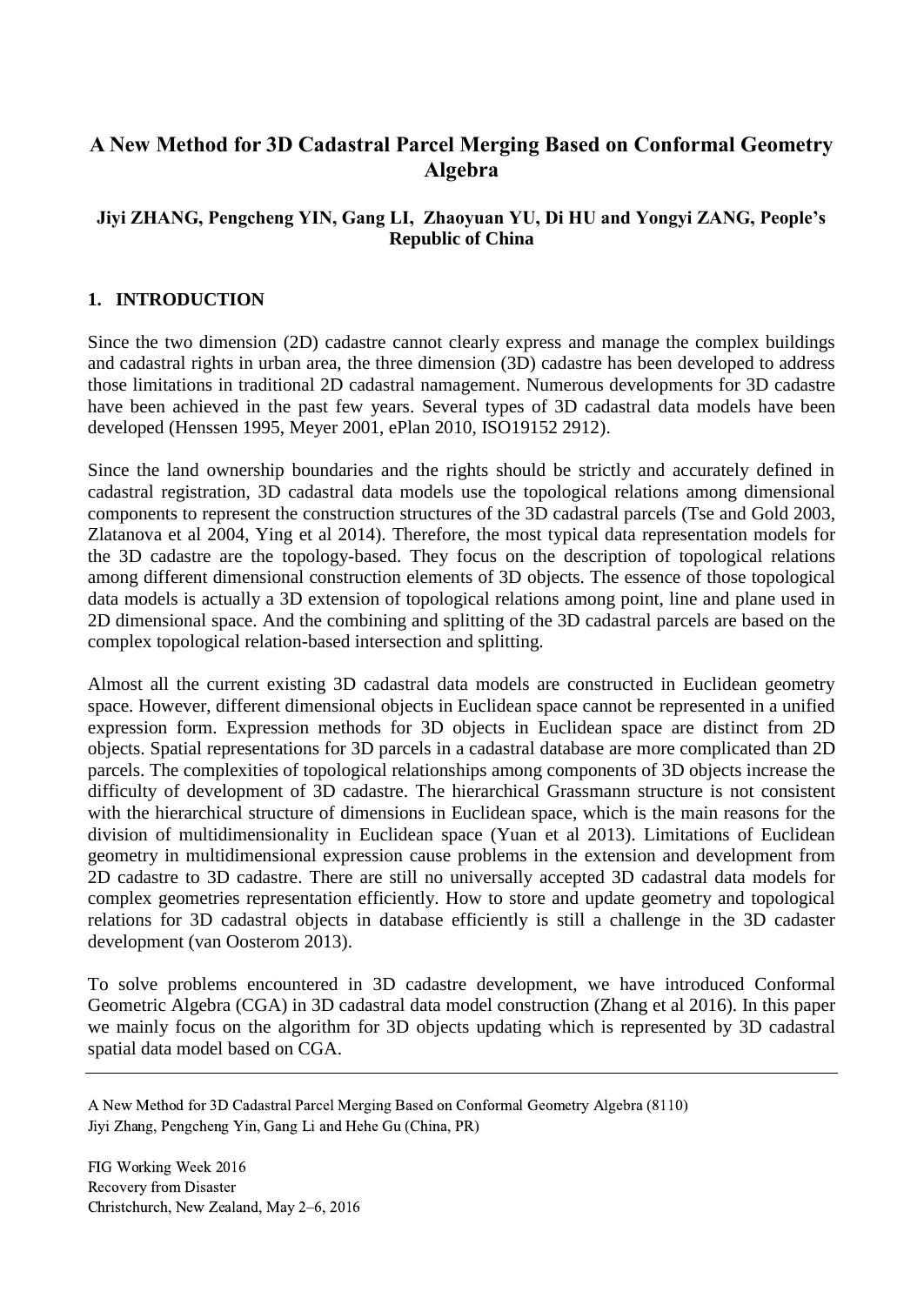# A New Method for 3D Cadastral Parcel Merging Based on Conformal Geometry Algebra

**Jiyi ZHANG, Pengcheng YIN, Gang LI, Zhaoyuan YU, Di HU and Yongyi ZANG, People's Republic of China**

## 1. INTRODUCTION

Since the two dimension (2D) cadastre cannot clearly express and manage the complex buildings and cadastral rights in urban area, the three dimension (3D) cadastre has been developed to address those limitations in traditional 2D cadastral namagement. Numerous developments for 3D cadastre have been achieved in the past few years. Several types of 3D cadastral data models have been developed (Henssen 1995, Meyer 2001, ePlan 2010, ISO19152 2912).

Since the land ownership boundaries and the rights should be strictly and accurately defined in cadastral registration, 3D cadastral data models use the topological relations among dimensional components to represent the construction structures of the 3D cadastral parcels (Tse and Gold 2003, Zlatanova et al 2004, Ying et al 2014). Therefore, the most typical data representation models for the 3D cadastre are the topology-based. They focus on the description of topological relations among different dimensional construction elements of 3D objects. The essence of those topological data models is actually a 3D extension of topological relations among point, line and plane used in 2D dimensional space. And the combining and splitting of the 3D cadastral parcels are based on the complex topological relation-based intersection and splitting.

Almost all the current existing 3D cadastral data models are constructed in Euclidean geometry space. However, different dimensional objects in Euclidean space cannot be represented in a unified expression form. Expression methods for 3D objects in Euclidean space are distinct from 2D objects. Spatial representations for 3D parcels in a cadastral database are more complicated than 2D parcels. The complexities of topological relationships among components of 3D objects increase the difficulty of development of 3D cadastre. The hierarchical Grassmann structure is not consistent with the hierarchical structure of dimensions in Euclidean space, which is the main reasons for the division of multidimensionality in Euclidean space (Yuan et al 2013). Limitations of Euclidean geometry in multidimensional expression cause problems in the extension and development from 2D cadastre to 3D cadastre. There are still no universally accepted 3D cadastral data models for complex geometries representation efficiently. How to store and update geometry and topological relations for 3D cadastral objects in database efficiently is still a challenge in the 3D cadaster development (van Oosterom 2013).

To solve problems encountered in 3D cadastre development, we have introduced Conformal Geometric Algebra (CGA) in 3D cadastral data model construction (Zhang et al 2016). In this paper we mainly focus on the algorithm for 3D objects updating which is represented by 3D cadastral spatial data model based on CGA.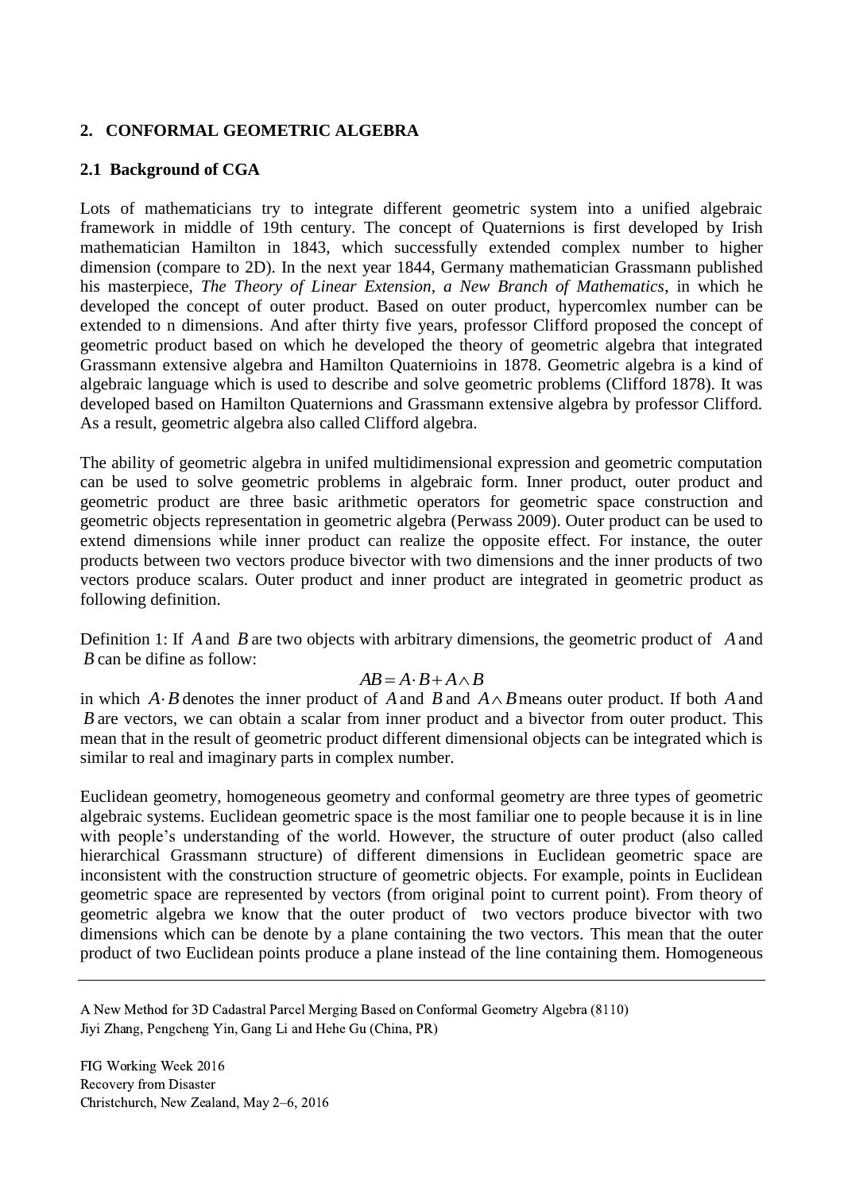## 2. CONFORMAL GEOMETRIC ALGEBRA

### 2.1 Background of CGA

Lots of mathematicians try to integrate different geometric system into a unified algebraic framework in middle of 19th century. The concept of Quaternions is first developed by Irish mathematician Hamilton in 1843, which successfully extended complex number to higher dimension (compare to 2D). In the next year 1844, Germany mathematician Grassmann published his masterpiece, *The Theory of Linear Extension, a New Branch of Mathematics*, in which he developed the concept of outer product. Based on outer product, hypercomlex number can be extended to n dimensions. And after thirty five years, professor Clifford proposed the concept of geometric product based on which he developed the theory of geometric algebra that integrated Grassmann extensive algebra and Hamilton Quaternioins in 1878. Geometric algebra is a kind of algebraic language which is used to describe and solve geometric problems (Clifford 1878). It was developed based on Hamilton Quaternions and Grassmann extensive algebra by professor Clifford. As a result, geometric algebra also called Clifford algebra.

The ability of geometric algebra in unifed multidimensional expression and geometric computation can be used to solve geometric problems in algebraic form. Inner product, outer product and geometric product are three basic arithmetic operators for geometric space construction and geometric objects representation in geometric algebra (Perwass 2009). Outer product can be used to extend dimensions while inner product can realize the opposite effect. For instance, the outer products between two vectors produce bivector with two dimensions and the inner products of two vectors produce scalars. Outer product and inner product are integrated in geometric product as following definition.

Definition 1: If $A$ and $B$ are two objects with arbitrary dimensions, the geometric product of $A$ and $B$ can be difine as follow:

$$AB = A \cdot B + A \wedge B$$

in which $A \cdot B$ denotes the inner product of $A$ and $B$ and $A \wedge B$ means outer product. If both $A$ and $B$ are vectors, we can obtain a scalar from inner product and a bivector from outer product. This mean that in the result of geometric product different dimensional objects can be integrated which is similar to real and imaginary parts in complex number.

Euclidean geometry, homogeneous geometry and conformal geometry are three types of geometric algebraic systems. Euclidean geometric space is the most familiar one to people because it is in line with people's understanding of the world. However, the structure of outer product (also called hierarchical Grassmann structure) of different dimensions in Euclidean geometric space are inconsistent with the construction structure of geometric objects. For example, points in Euclidean geometric space are represented by vectors (from original point to current point). From theory of geometric algebra we know that the outer product of two vectors produce bivector with two dimensions which can be denote by a plane containing the two vectors. This mean that the outer product of two Euclidean points produce a plane instead of the line containing them. Homogeneous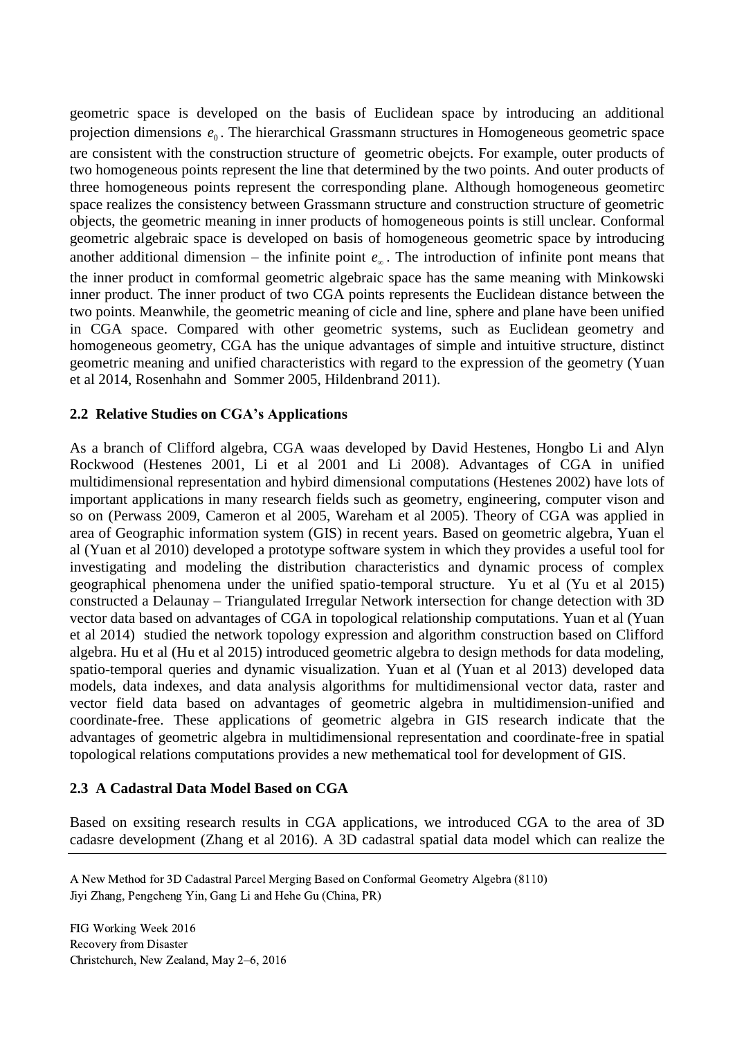geometric space is developed on the basis of Euclidean space by introducing an additional projection dimensions $e_0$. The hierarchical Grassmann structures in Homogeneous geometric space are consistent with the construction structure of geometric obejcts. For example, outer products of two homogeneous points represent the line that determined by the two points. And outer products of three homogeneous points represent the corresponding plane. Although homogeneous geometirc space realizes the consistency between Grassmann structure and construction structure of geometric objects, the geometric meaning in inner products of homogeneous points is still unclear. Conformal geometric algebraic space is developed on basis of homogeneous geometric space by introducing another additional dimension – the infinite point $e_\infty$. The introduction of infinite pont means that the inner product in comformal geometric algebraic space has the same meaning with Minkowski inner product. The inner product of two CGA points represents the Euclidean distance between the two points. Meanwhile, the geometric meaning of cicle and line, sphere and plane have been unified in CGA space. Compared with other geometric systems, such as Euclidean geometry and homogeneous geometry, CGA has the unique advantages of simple and intuitive structure, distinct geometric meaning and unified characteristics with regard to the expression of the geometry (Yuan et al 2014, Rosenhahn and Sommer 2005, Hildenbrand 2011).

### 2.2 Relative Studies on CGA's Applications

As a branch of Clifford algebra, CGA waas developed by David Hestenes, Hongbo Li and Alyn Rockwood (Hestenes 2001, Li et al 2001 and Li 2008). Advantages of CGA in unified multidimensional representation and hybird dimensional computations (Hestenes 2002) have lots of important applications in many research fields such as geometry, engineering, computer vison and so on (Perwass 2009, Cameron et al 2005, Wareham et al 2005). Theory of CGA was applied in area of Geographic information system (GIS) in recent years. Based on geometric algebra, Yuan el al (Yuan et al 2010) developed a prototype software system in which they provides a useful tool for investigating and modeling the distribution characteristics and dynamic process of complex geographical phenomena under the unified spatio-temporal structure. Yu et al (Yu et al 2015) constructed a Delaunay – Triangulated Irregular Network intersection for change detection with 3D vector data based on advantages of CGA in topological relationship computations. Yuan et al (Yuan et al 2014) studied the network topology expression and algorithm construction based on Clifford algebra. Hu et al (Hu et al 2015) introduced geometric algebra to design methods for data modeling, spatio-temporal queries and dynamic visualization. Yuan et al (Yuan et al 2013) developed data models, data indexes, and data analysis algorithms for multidimensional vector data, raster and vector field data based on advantages of geometric algebra in multidimension-unified and coordinate-free. These applications of geometric algebra in GIS research indicate that the advantages of geometric algebra in multidimensional representation and coordinate-free in spatial topological relations computations provides a new methematical tool for development of GIS.

### 2.3 A Cadastral Data Model Based on CGA

Based on exsiting research results in CGA applications, we introduced CGA to the area of 3D cadasre development (Zhang et al 2016). A 3D cadastral spatial data model which can realize the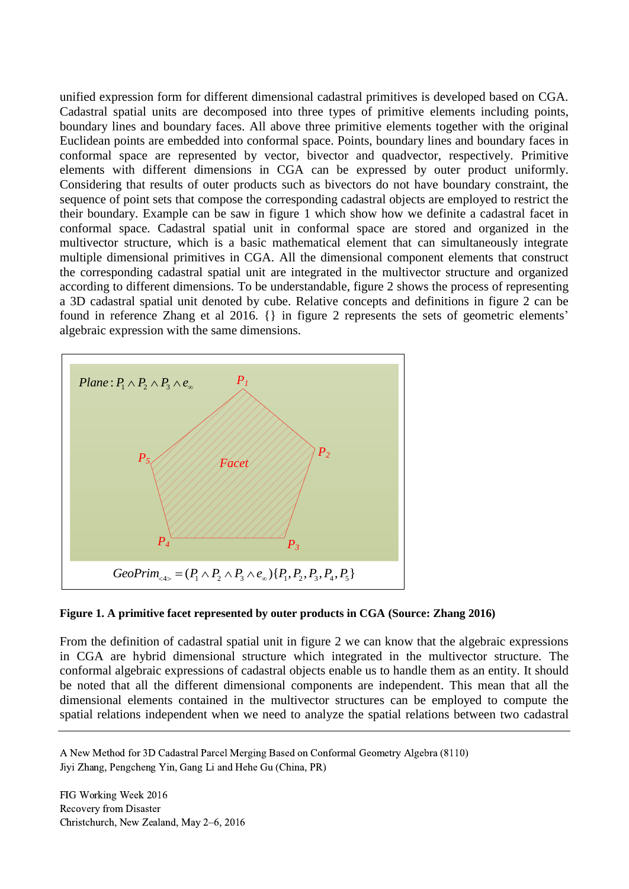unified expression form for different dimensional cadastral primitives is developed based on CGA. Cadastral spatial units are decomposed into three types of primitive elements including points, boundary lines and boundary faces. All above three primitive elements together with the original Euclidean points are embedded into conformal space. Points, boundary lines and boundary faces in conformal space are represented by vector, bivector and quadvector, respectively. Primitive elements with different dimensions in CGA can be expressed by outer product uniformly. Considering that results of outer products such as bivectors do not have boundary constraint, the sequence of point sets that compose the corresponding cadastral objects are employed to restrict the their boundary. Example can be saw in figure 1 which show how we definite a cadastral facet in conformal space. Cadastral spatial unit in conformal space are stored and organized in the multivector structure, which is a basic mathematical element that can simultaneously integrate multiple dimensional primitives in CGA. All the dimensional component elements that construct the corresponding cadastral spatial unit are integrated in the multivector structure and organized according to different dimensions. To be understandable, figure 2 shows the process of representing a 3D cadastral spatial unit denoted by cube. Relative concepts and definitions in figure 2 can be found in reference Zhang et al 2016. {} in figure 2 represents the sets of geometric elements' algebraic expression with the same dimensions.

*Plane*: $P_1 \wedge P_2 \wedge P_3 \wedge e_\infty$

$P_1$, $P_2$, $P_3$, $P_4$, $P_5$, *Facet*

$$GeoPrim_{<4>} = (P_1 \wedge P_2 \wedge P_3 \wedge e_\infty)\{P_1, P_2, P_3, P_4, P_5\}$$

**Figure 1. A primitive facet represented by outer products in CGA (Source: Zhang 2016)**

From the definition of cadastral spatial unit in figure 2 we can know that the algebraic expressions in CGA are hybrid dimensional structure which integrated in the multivector structure. The conformal algebraic expressions of cadastral objects enable us to handle them as an entity. It should be noted that all the different dimensional components are independent. This mean that all the dimensional elements contained in the multivector structures can be employed to compute the spatial relations independent when we need to analyze the spatial relations between two cadastral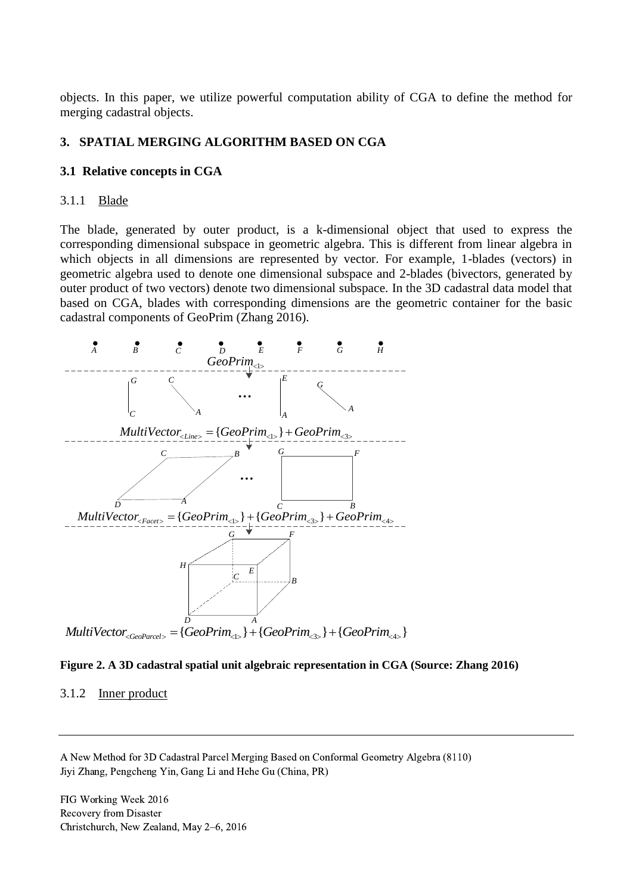objects. In this paper, we utilize powerful computation ability of CGA to define the method for merging cadastral objects.

## 3. SPATIAL MERGING ALGORITHM BASED ON CGA

### 3.1 Relative concepts in CGA

#### 3.1.1 Blade

The blade, generated by outer product, is a k-dimensional object that used to express the corresponding dimensional subspace in geometric algebra. This is different from linear algebra in which objects in all dimensions are represented by vector. For example, 1-blades (vectors) in geometric algebra used to denote one dimensional subspace and 2-blades (bivectors, generated by outer product of two vectors) denote two dimensional subspace. In the 3D cadastral data model that based on CGA, blades with corresponding dimensions are the geometric container for the basic cadastral components of GeoPrim (Zhang 2016).

$$GeoPrim_{<1>}$$

$$MultiVector_{<Line>} = \{GeoPrim_{<1>}\} + GeoPrim_{<3>}$$

$$MultiVector_{<Facet>} = \{GeoPrim_{<1>}\} + \{GeoPrim_{<3>}\} + GeoPrim_{<4>}$$

$$MultiVector_{<GeoParcel>} = \{GeoPrim_{<1>}\} + \{GeoPrim_{<3>}\} + \{GeoPrim_{<4>}\}$$

**Figure 2. A 3D cadastral spatial unit algebraic representation in CGA (Source: Zhang 2016)**

#### 3.1.2 Inner product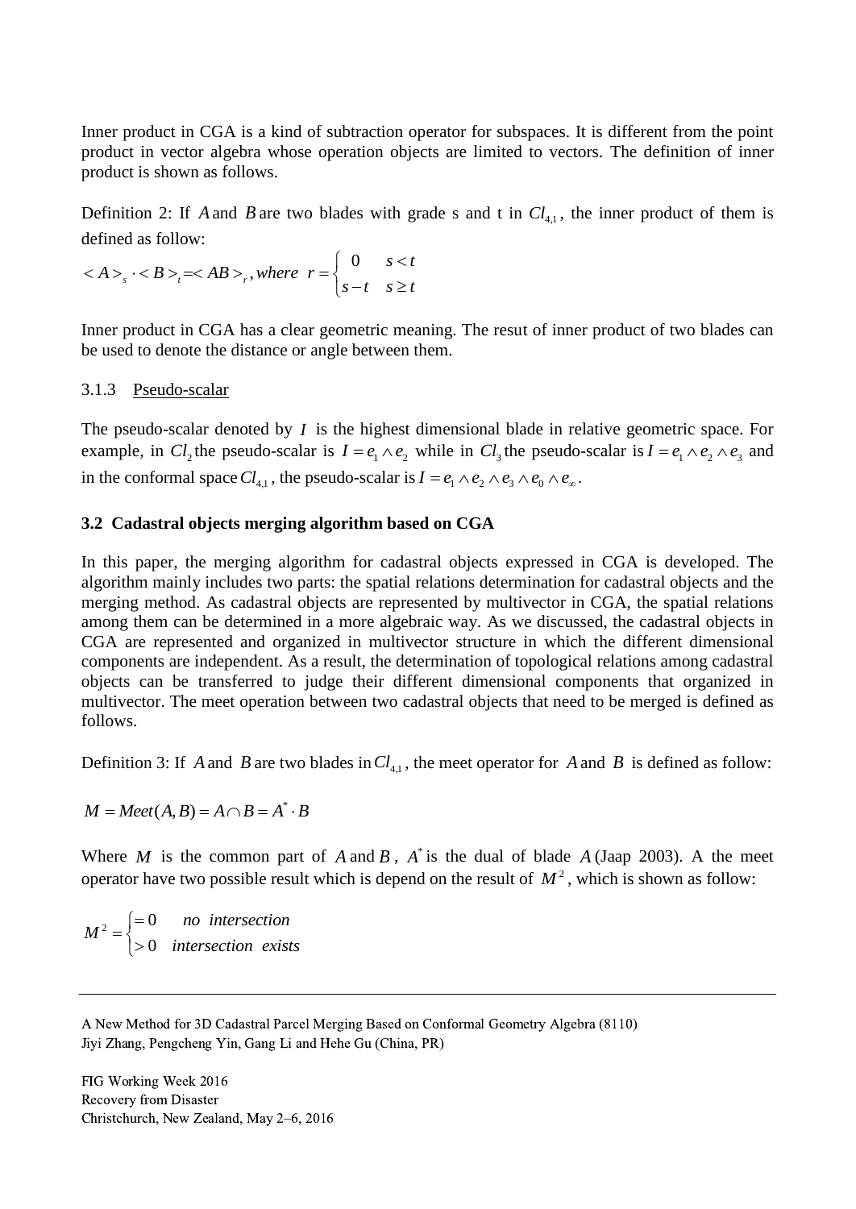Inner product in CGA is a kind of subtraction operator for subspaces. It is different from the point product in vector algebra whose operation objects are limited to vectors. The definition of inner product is shown as follows.

Definition 2: If $A$ and $B$ are two blades with grade s and t in $Cl_{4,1}$, the inner product of them is defined as follow:

$$< A >_s \cdot < B >_t = < AB >_r, where \ \ r = \begin{cases} 0 & s < t \\ s - t & s \geq t \end{cases}$$

Inner product in CGA has a clear geometric meaning. The resut of inner product of two blades can be used to denote the distance or angle between them.

### 3.1.3 Pseudo-scalar

The pseudo-scalar denoted by $I$ is the highest dimensional blade in relative geometric space. For example, in $Cl_2$ the pseudo-scalar is $I = e_1 \wedge e_2$ while in $Cl_3$ the pseudo-scalar is $I = e_1 \wedge e_2 \wedge e_3$ and in the conformal space $Cl_{4,1}$, the pseudo-scalar is $I = e_1 \wedge e_2 \wedge e_3 \wedge e_0 \wedge e_\infty$.

## 3.2 Cadastral objects merging algorithm based on CGA

In this paper, the merging algorithm for cadastral objects expressed in CGA is developed. The algorithm mainly includes two parts: the spatial relations determination for cadastral objects and the merging method. As cadastral objects are represented by multivector in CGA, the spatial relations among them can be determined in a more algebraic way. As we discussed, the cadastral objects in CGA are represented and organized in multivector structure in which the different dimensional components are independent. As a result, the determination of topological relations among cadastral objects can be transferred to judge their different dimensional components that organized in multivector. The meet operation between two cadastral objects that need to be merged is defined as follows.

Definition 3: If $A$ and $B$ are two blades in $Cl_{4,1}$, the meet operator for $A$ and $B$ is defined as follow:

$$M = Meet(A, B) = A \cap B = A^* \cdot B$$

Where $M$ is the common part of $A$ and $B$, $A^*$ is the dual of blade $A$ (Jaap 2003). A the meet operator have two possible result which is depend on the result of $M^2$, which is shown as follow:

$$M^2 = \begin{cases} = 0 & no \ \ intersection \\ > 0 & intersection \ \ exists \end{cases}$$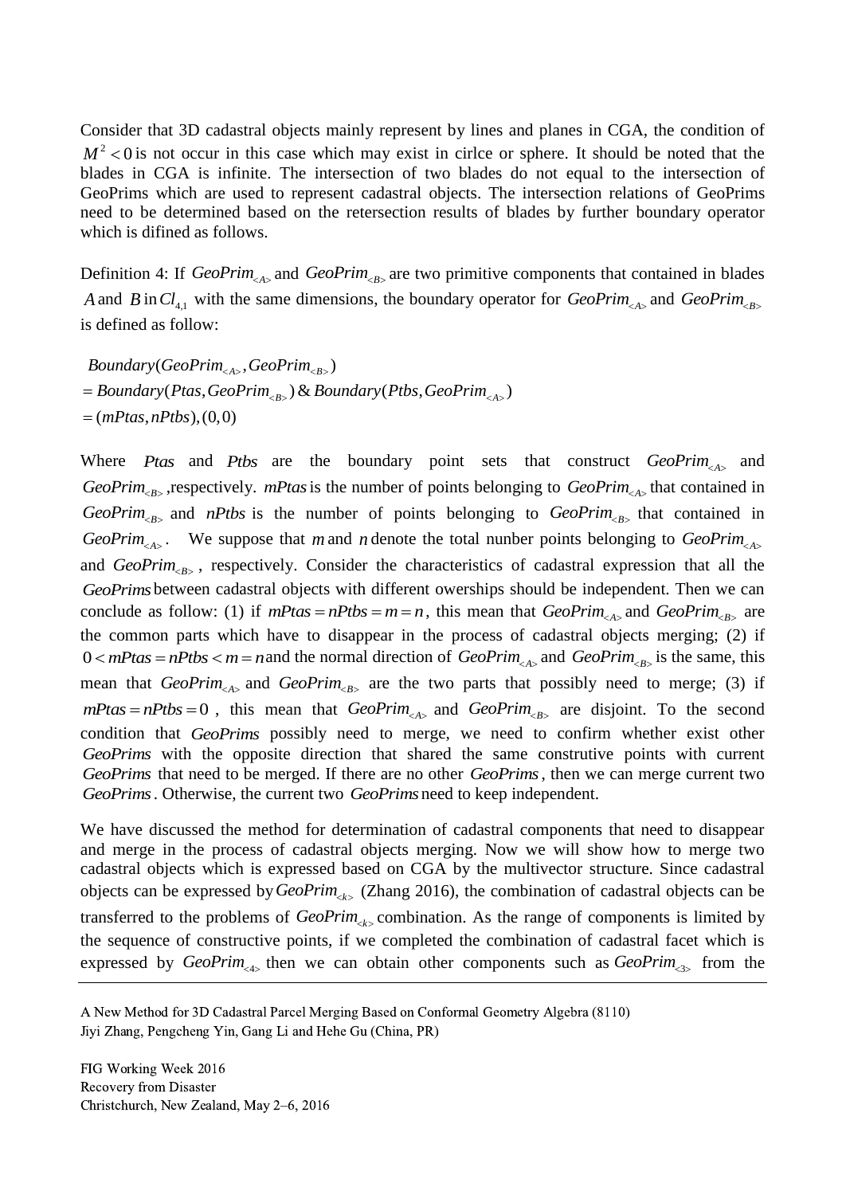Consider that 3D cadastral objects mainly represent by lines and planes in CGA, the condition of $M^2 < 0$ is not occur in this case which may exist in cirlce or sphere. It should be noted that the blades in CGA is infinite. The intersection of two blades do not equal to the intersection of GeoPrims which are used to represent cadastral objects. The intersection relations of GeoPrims need to be determined based on the retersection results of blades by further boundary operator which is difined as follows.

Definition 4: If $GeoPrim_{<A>}$ and $GeoPrim_{<B>}$ are two primitive components that contained in blades $A$ and $B$ in $Cl_{4,1}$ with the same dimensions, the boundary operator for $GeoPrim_{<A>}$ and $GeoPrim_{<B>}$ is defined as follow:

$$
\begin{aligned}
& Boundary(GeoPrim_{<A>}, GeoPrim_{<B>}) \\
& = Boundary(Ptas, GeoPrim_{<B>}) \, \& \, Boundary(Ptbs, GeoPrim_{<A>}) \\
& = (mPtas, nPtbs), (0,0)
\end{aligned}
$$

Where $Ptas$ and $Ptbs$ are the boundary point sets that construct $GeoPrim_{<A>}$ and $GeoPrim_{<B>}$ ,respectively. $mPtas$ is the number of points belonging to $GeoPrim_{<A>}$ that contained in $GeoPrim_{<B>}$ and $nPtbs$ is the number of points belonging to $GeoPrim_{<B>}$ that contained in $GeoPrim_{<A>}$. We suppose that $m$ and $n$ denote the total nunber points belonging to $GeoPrim_{<A>}$ and $GeoPrim_{<B>}$, respectively. Consider the characteristics of cadastral expression that all the $GeoPrims$ between cadastral objects with different owerships should be independent. Then we can conclude as follow: (1) if $mPtas = nPtbs = m = n$, this mean that $GeoPrim_{<A>}$ and $GeoPrim_{<B>}$ are the common parts which have to disappear in the process of cadastral objects merging; (2) if $0 < mPtas = nPtbs < m = n$ and the normal direction of $GeoPrim_{<A>}$ and $GeoPrim_{<B>}$ is the same, this mean that $GeoPrim_{<A>}$ and $GeoPrim_{<B>}$ are the two parts that possibly need to merge; (3) if $mPtas = nPtbs = 0$ , this mean that $GeoPrim_{<A>}$ and $GeoPrim_{<B>}$ are disjoint. To the second condition that $GeoPrims$ possibly need to merge, we need to confirm whether exist other $GeoPrims$ with the opposite direction that shared the same construtive points with current $GeoPrims$ that need to be merged. If there are no other $GeoPrims$, then we can merge current two $GeoPrims$. Otherwise, the current two $GeoPrims$ need to keep independent.

We have discussed the method for determination of cadastral components that need to disappear and merge in the process of cadastral objects merging. Now we will show how to merge two cadastral objects which is expressed based on CGA by the multivector structure. Since cadastral objects can be expressed by $GeoPrim_{<k>}$ (Zhang 2016), the combination of cadastral objects can be transferred to the problems of $GeoPrim_{<k>}$ combination. As the range of components is limited by the sequence of constructive points, if we completed the combination of cadastral facet which is expressed by $GeoPrim_{<4>}$ then we can obtain other components such as $GeoPrim_{<3>}$ from the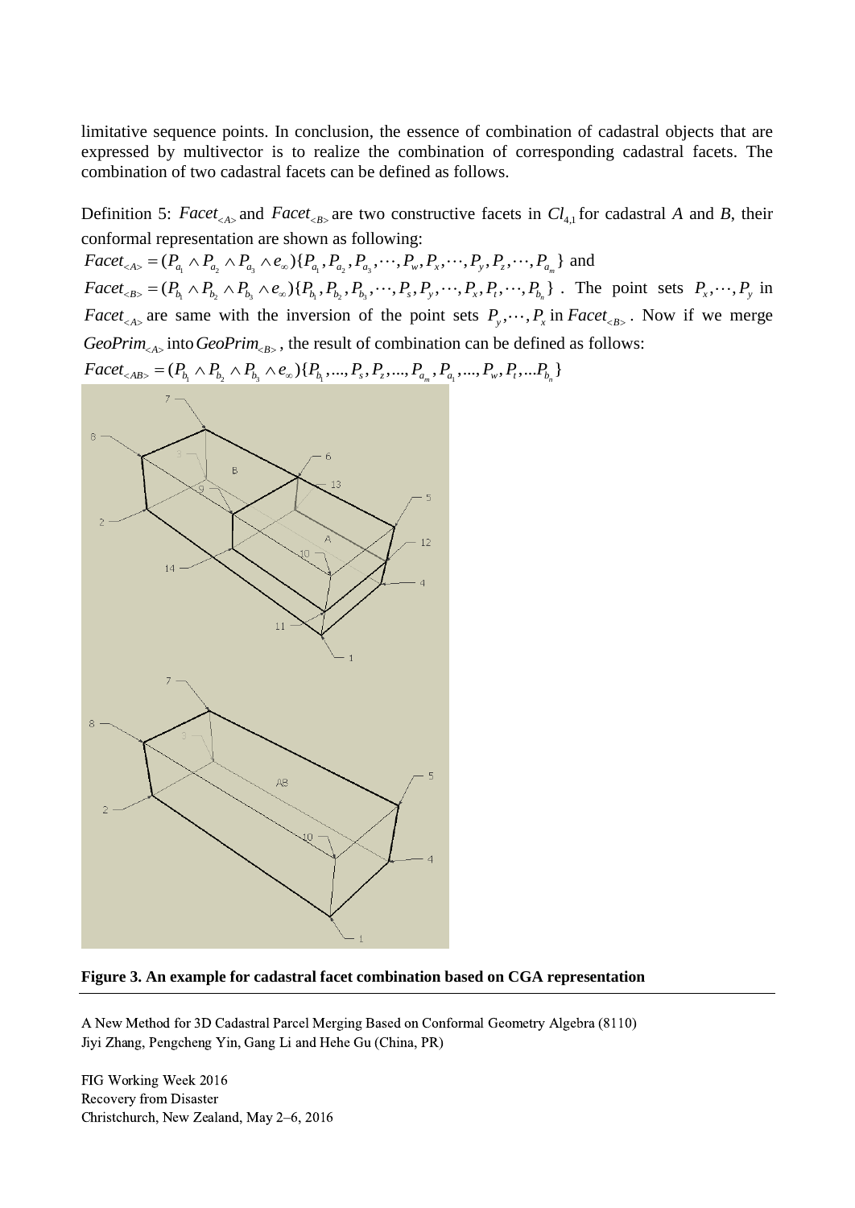limitative sequence points. In conclusion, the essence of combination of cadastral objects that are expressed by multivector is to realize the combination of corresponding cadastral facets. The combination of two cadastral facets can be defined as follows.

Definition 5: $Facet_{<A>}$ and $Facet_{<B>}$ are two constructive facets in $Cl_{4,1}$ for cadastral *A* and *B*, their conformal representation are shown as following:

$Facet_{<A>} = (P_{a_1} \wedge P_{a_2} \wedge P_{a_3} \wedge e_{\infty})\{P_{a_1}, P_{a_2}, P_{a_3}, \cdots, P_w, P_x, \cdots, P_y, P_z, \cdots, P_{a_m}\}$ and

$Facet_{<B>} = (P_{b_1} \wedge P_{b_2} \wedge P_{b_3} \wedge e_{\infty})\{P_{b_1}, P_{b_2}, P_{b_3}, \cdots, P_s, P_y, \cdots, P_x, P_t, \cdots, P_{b_n}\}$. The point sets $P_x, \cdots, P_y$ in $Facet_{<A>}$ are same with the inversion of the point sets $P_y, \cdots, P_x$ in $Facet_{<B>}$. Now if we merge $GeoPrim_{<A>}$ into $GeoPrim_{<B>}$, the result of combination can be defined as follows:

$Facet_{<AB>} = (P_{b_1} \wedge P_{b_2} \wedge P_{b_3} \wedge e_{\infty})\{P_{b_1}, ..., P_s, P_z, ..., P_{a_m}, P_{a_1}, ..., P_w, P_t, ...P_{b_n}\}$

**Figure 3. An example for cadastral facet combination based on CGA representation**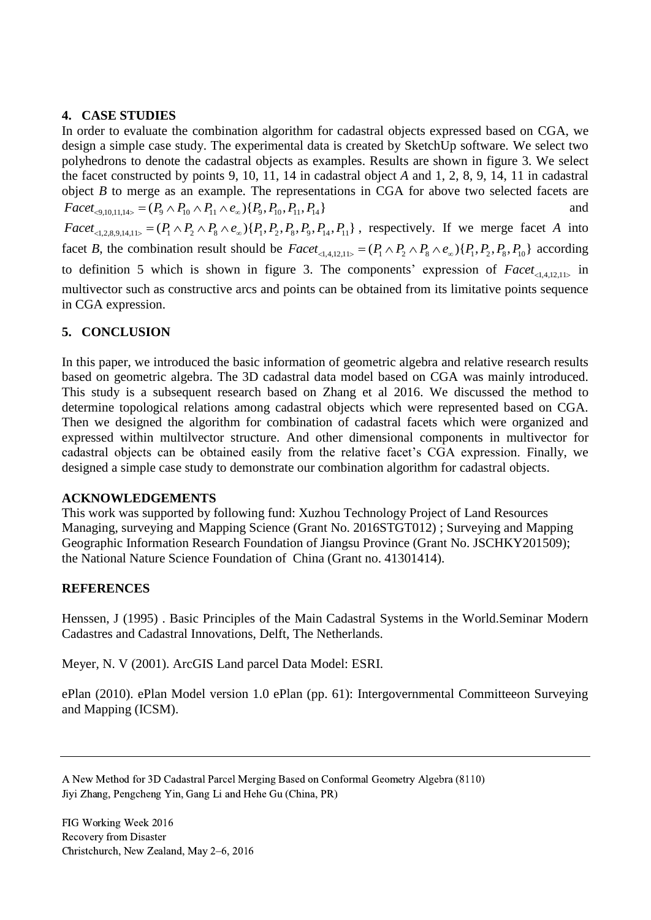## 4. CASE STUDIES

In order to evaluate the combination algorithm for cadastral objects expressed based on CGA, we design a simple case study. The experimental data is created by SketchUp software. We select two polyhedrons to denote the cadastral objects as examples. Results are shown in figure 3. We select the facet constructed by points 9, 10, 11, 14 in cadastral object *A* and 1, 2, 8, 9, 14, 11 in cadastral object *B* to merge as an example. The representations in CGA for above two selected facets are $Facet_{<9,10,11,14>} = (P_9 \wedge P_{10} \wedge P_{11} \wedge e_\infty)\{P_9, P_{10}, P_{11}, P_{14}\}$ and $Facet_{<1,2,8,9,14,11>} = (P_1 \wedge P_2 \wedge P_8 \wedge e_\infty)\{P_1, P_2, P_8, P_9, P_{14}, P_{11}\}$, respectively. If we merge facet *A* into facet *B*, the combination result should be $Facet_{<1,4,12,11>} = (P_1 \wedge P_2 \wedge P_8 \wedge e_\infty)\{P_1, P_2, P_8, P_{10}\}$ according to definition 5 which is shown in figure 3. The components' expression of $Facet_{<1,4,12,11>}$ in multivector such as constructive arcs and points can be obtained from its limitative points sequence in CGA expression.

## 5. CONCLUSION

In this paper, we introduced the basic information of geometric algebra and relative research results based on geometric algebra. The 3D cadastral data model based on CGA was mainly introduced. This study is a subsequent research based on Zhang et al 2016. We discussed the method to determine topological relations among cadastral objects which were represented based on CGA. Then we designed the algorithm for combination of cadastral facets which were organized and expressed within multilvector structure. And other dimensional components in multivector for cadastral objects can be obtained easily from the relative facet's CGA expression. Finally, we designed a simple case study to demonstrate our combination algorithm for cadastral objects.

## ACKNOWLEDGEMENTS

This work was supported by following fund: Xuzhou Technology Project of Land Resources Managing, surveying and Mapping Science (Grant No. 2016STGT012) ; Surveying and Mapping Geographic Information Research Foundation of Jiangsu Province (Grant No. JSCHKY201509); the National Nature Science Foundation of China (Grant no. 41301414).

## REFERENCES

Henssen, J (1995) . Basic Principles of the Main Cadastral Systems in the World.Seminar Modern Cadastres and Cadastral Innovations, Delft, The Netherlands.

Meyer, N. V (2001). ArcGIS Land parcel Data Model: ESRI.

ePlan (2010). ePlan Model version 1.0 ePlan (pp. 61): Intergovernmental Committeeon Surveying and Mapping (ICSM).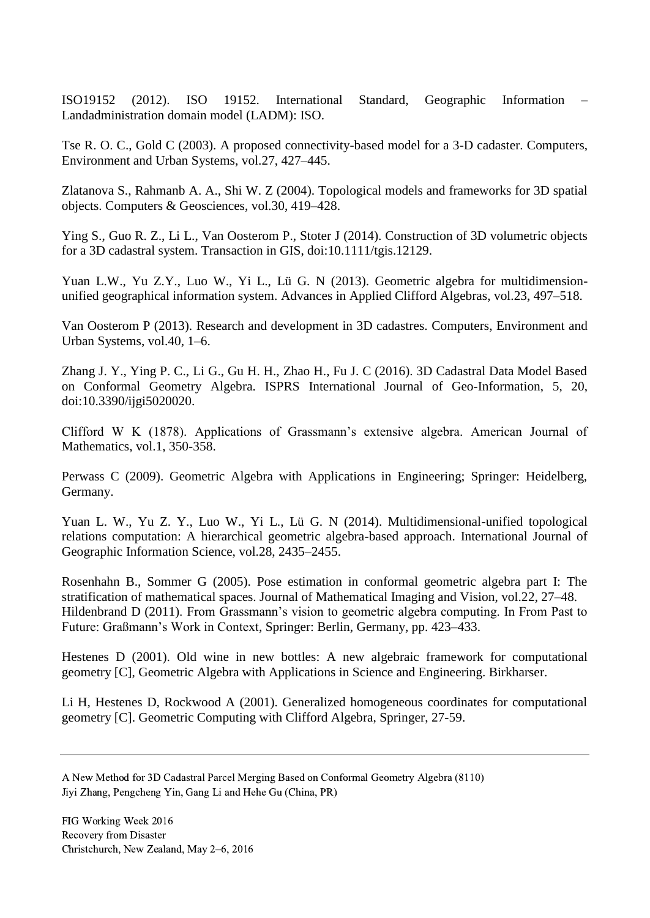ISO19152 (2012). ISO 19152. International Standard, Geographic Information – Landadministration domain model (LADM): ISO.

Tse R. O. C., Gold C (2003). A proposed connectivity-based model for a 3-D cadaster. Computers, Environment and Urban Systems, vol.27, 427–445.

Zlatanova S., Rahmanb A. A., Shi W. Z (2004). Topological models and frameworks for 3D spatial objects. Computers & Geosciences, vol.30, 419–428.

Ying S., Guo R. Z., Li L., Van Oosterom P., Stoter J (2014). Construction of 3D volumetric objects for a 3D cadastral system. Transaction in GIS, doi:10.1111/tgis.12129.

Yuan L.W., Yu Z.Y., Luo W., Yi L., Lü G. N (2013). Geometric algebra for multidimension-unified geographical information system. Advances in Applied Clifford Algebras, vol.23, 497–518.

Van Oosterom P (2013). Research and development in 3D cadastres. Computers, Environment and Urban Systems, vol.40, 1–6.

Zhang J. Y., Ying P. C., Li G., Gu H. H., Zhao H., Fu J. C (2016). 3D Cadastral Data Model Based on Conformal Geometry Algebra. ISPRS International Journal of Geo-Information, 5, 20, doi:10.3390/ijgi5020020.

Clifford W K (1878). Applications of Grassmann's extensive algebra. American Journal of Mathematics, vol.1, 350-358.

Perwass C (2009). Geometric Algebra with Applications in Engineering; Springer: Heidelberg, Germany.

Yuan L. W., Yu Z. Y., Luo W., Yi L., Lü G. N (2014). Multidimensional-unified topological relations computation: A hierarchical geometric algebra-based approach. International Journal of Geographic Information Science, vol.28, 2435–2455.

Rosenhahn B., Sommer G (2005). Pose estimation in conformal geometric algebra part I: The stratification of mathematical spaces. Journal of Mathematical Imaging and Vision, vol.22, 27–48.
Hildenbrand D (2011). From Grassmann's vision to geometric algebra computing. In From Past to Future: Graßmann's Work in Context, Springer: Berlin, Germany, pp. 423–433.

Hestenes D (2001). Old wine in new bottles: A new algebraic framework for computational geometry [C], Geometric Algebra with Applications in Science and Engineering. Birkharser.

Li H, Hestenes D, Rockwood A (2001). Generalized homogeneous coordinates for computational geometry [C]. Geometric Computing with Clifford Algebra, Springer, 27-59.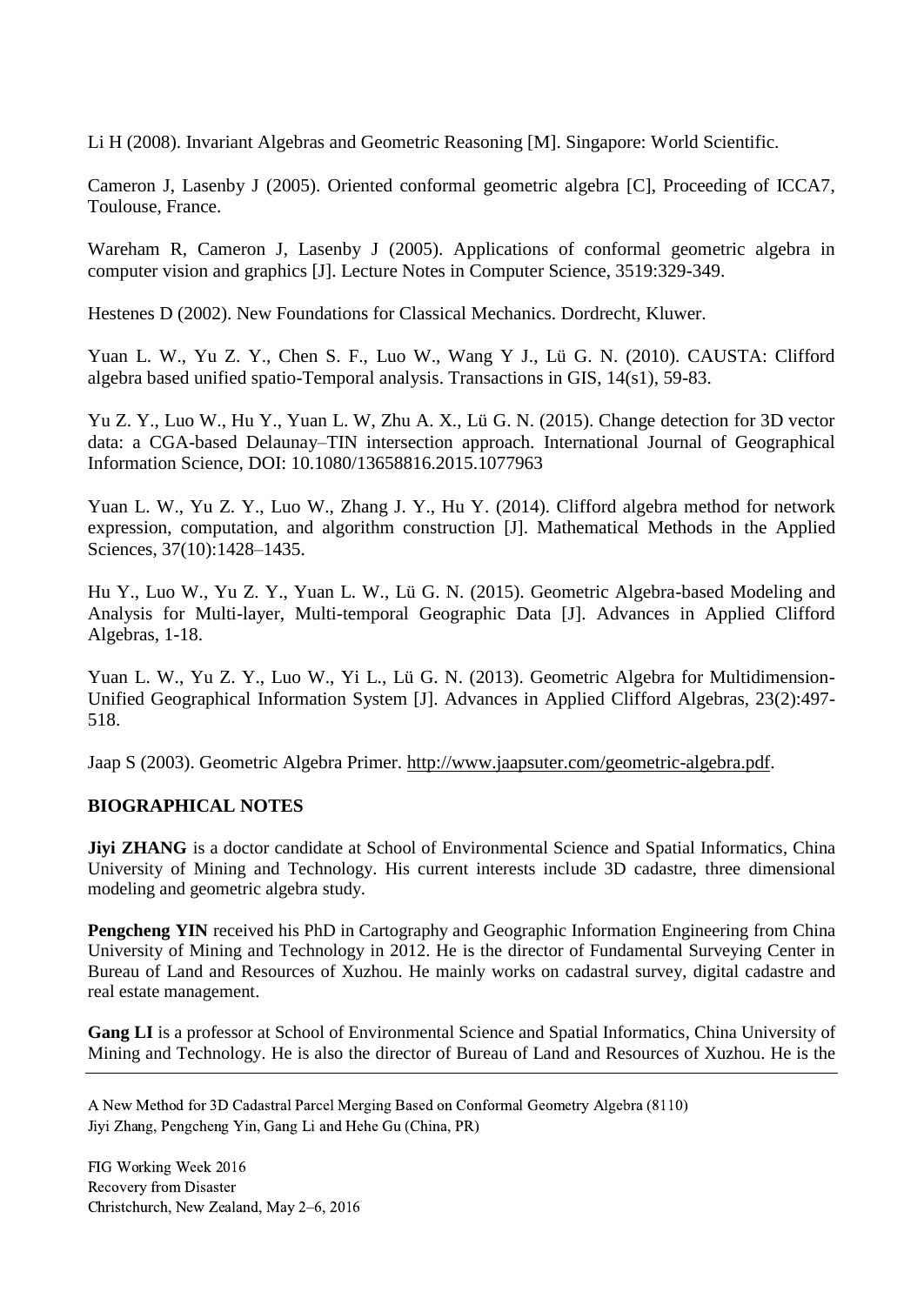Li H (2008). Invariant Algebras and Geometric Reasoning [M]. Singapore: World Scientific.

Cameron J, Lasenby J (2005). Oriented conformal geometric algebra [C], Proceeding of ICCA7, Toulouse, France.

Wareham R, Cameron J, Lasenby J (2005). Applications of conformal geometric algebra in computer vision and graphics [J]. Lecture Notes in Computer Science, 3519:329-349.

Hestenes D (2002). New Foundations for Classical Mechanics. Dordrecht, Kluwer.

Yuan L. W., Yu Z. Y., Chen S. F., Luo W., Wang Y J., Lü G. N. (2010). CAUSTA: Clifford algebra based unified spatio-Temporal analysis. Transactions in GIS, 14(s1), 59-83.

Yu Z. Y., Luo W., Hu Y., Yuan L. W, Zhu A. X., Lü G. N. (2015). Change detection for 3D vector data: a CGA-based Delaunay–TIN intersection approach. International Journal of Geographical Information Science, DOI: 10.1080/13658816.2015.1077963

Yuan L. W., Yu Z. Y., Luo W., Zhang J. Y., Hu Y. (2014). Clifford algebra method for network expression, computation, and algorithm construction [J]. Mathematical Methods in the Applied Sciences, 37(10):1428–1435.

Hu Y., Luo W., Yu Z. Y., Yuan L. W., Lü G. N. (2015). Geometric Algebra-based Modeling and Analysis for Multi-layer, Multi-temporal Geographic Data [J]. Advances in Applied Clifford Algebras, 1-18.

Yuan L. W., Yu Z. Y., Luo W., Yi L., Lü G. N. (2013). Geometric Algebra for Multidimension-Unified Geographical Information System [J]. Advances in Applied Clifford Algebras, 23(2):497-518.

Jaap S (2003). Geometric Algebra Primer. http://www.jaapsuter.com/geometric-algebra.pdf.

## BIOGRAPHICAL NOTES

**Jiyi ZHANG** is a doctor candidate at School of Environmental Science and Spatial Informatics, China University of Mining and Technology. His current interests include 3D cadastre, three dimensional modeling and geometric algebra study.

**Pengcheng YIN** received his PhD in Cartography and Geographic Information Engineering from China University of Mining and Technology in 2012. He is the director of Fundamental Surveying Center in Bureau of Land and Resources of Xuzhou. He mainly works on cadastral survey, digital cadastre and real estate management.

**Gang LI** is a professor at School of Environmental Science and Spatial Informatics, China University of Mining and Technology. He is also the director of Bureau of Land and Resources of Xuzhou. He is the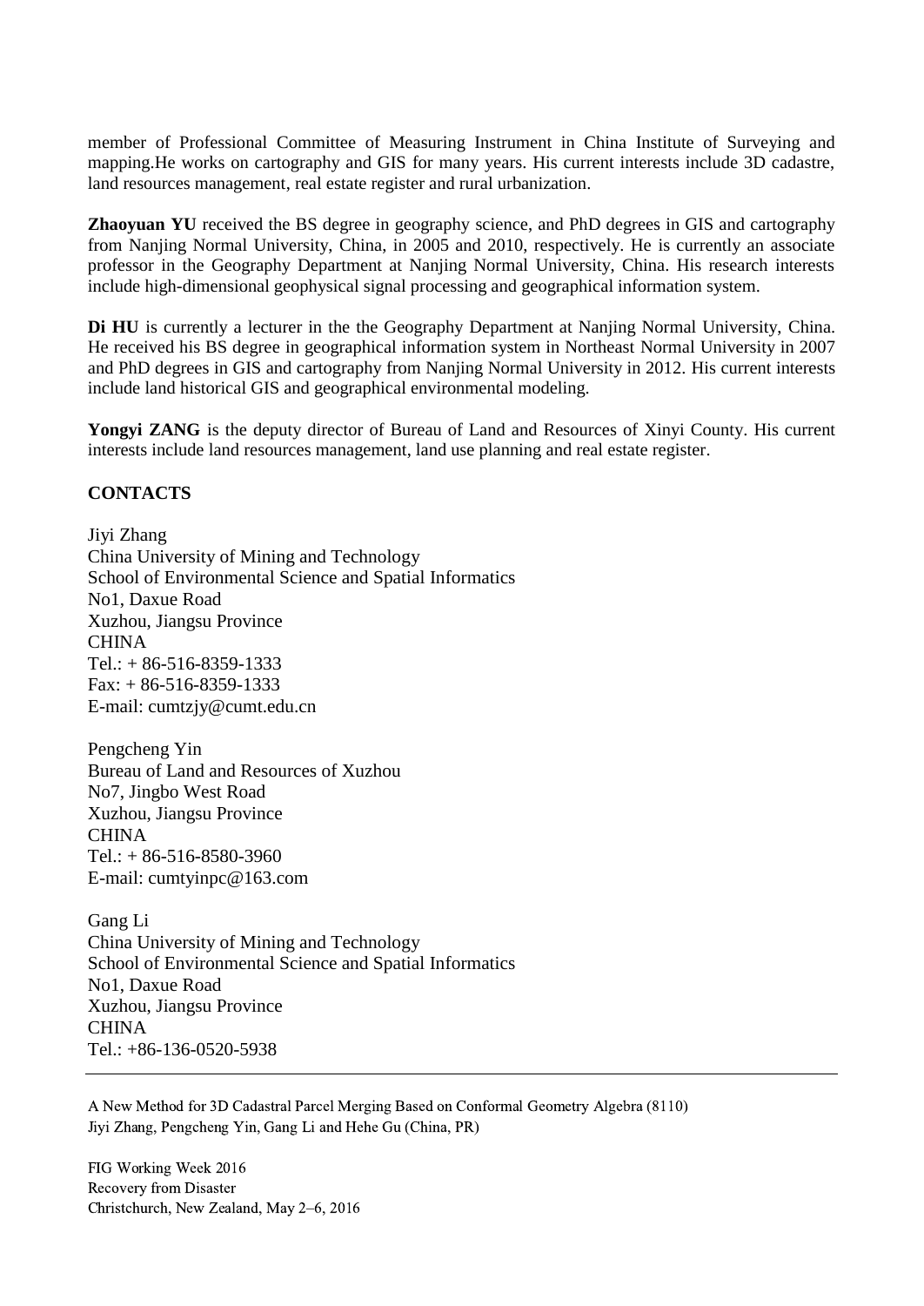member of Professional Committee of Measuring Instrument in China Institute of Surveying and mapping.He works on cartography and GIS for many years. His current interests include 3D cadastre, land resources management, real estate register and rural urbanization.

**Zhaoyuan YU** received the BS degree in geography science, and PhD degrees in GIS and cartography from Nanjing Normal University, China, in 2005 and 2010, respectively. He is currently an associate professor in the Geography Department at Nanjing Normal University, China. His research interests include high-dimensional geophysical signal processing and geographical information system.

**Di HU** is currently a lecturer in the the Geography Department at Nanjing Normal University, China. He received his BS degree in geographical information system in Northeast Normal University in 2007 and PhD degrees in GIS and cartography from Nanjing Normal University in 2012. His current interests include land historical GIS and geographical environmental modeling.

**Yongyi ZANG** is the deputy director of Bureau of Land and Resources of Xinyi County. His current interests include land resources management, land use planning and real estate register.

## CONTACTS

Jiyi Zhang
China University of Mining and Technology
School of Environmental Science and Spatial Informatics
No1, Daxue Road
Xuzhou, Jiangsu Province
CHINA
Tel.: + 86-516-8359-1333
Fax: + 86-516-8359-1333
E-mail: cumtzjy@cumt.edu.cn

Pengcheng Yin
Bureau of Land and Resources of Xuzhou
No7, Jingbo West Road
Xuzhou, Jiangsu Province
CHINA
Tel.: + 86-516-8580-3960
E-mail: cumtyinpc@163.com

Gang Li
China University of Mining and Technology
School of Environmental Science and Spatial Informatics
No1, Daxue Road
Xuzhou, Jiangsu Province
CHINA
Tel.: +86-136-0520-5938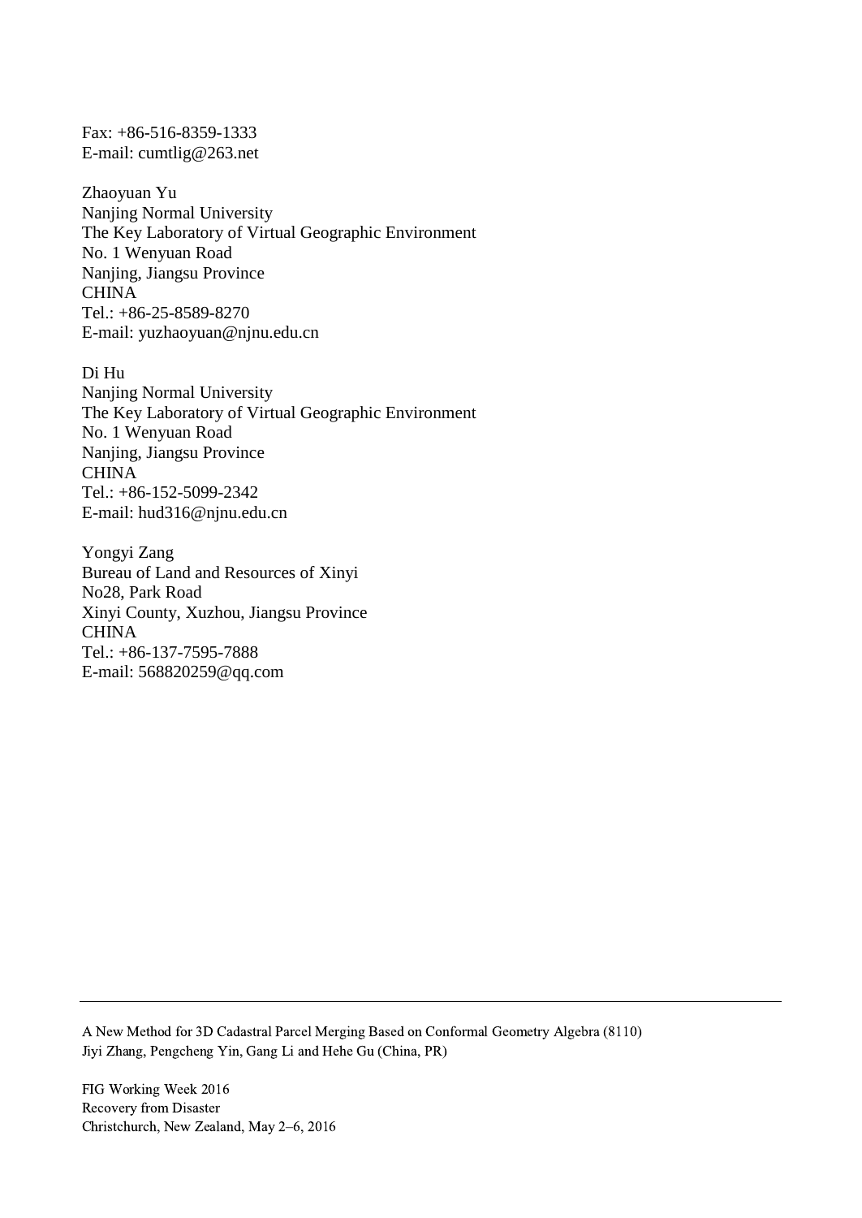Fax: +86-516-8359-1333
E-mail: cumtlig@263.net

Zhaoyuan Yu
Nanjing Normal University
The Key Laboratory of Virtual Geographic Environment
No. 1 Wenyuan Road
Nanjing, Jiangsu Province
CHINA
Tel.: +86-25-8589-8270
E-mail: yuzhaoyuan@njnu.edu.cn

Di Hu
Nanjing Normal University
The Key Laboratory of Virtual Geographic Environment
No. 1 Wenyuan Road
Nanjing, Jiangsu Province
CHINA
Tel.: +86-152-5099-2342
E-mail: hud316@njnu.edu.cn

Yongyi Zang
Bureau of Land and Resources of Xinyi
No28, Park Road
Xinyi County, Xuzhou, Jiangsu Province
CHINA
Tel.: +86-137-7595-7888
E-mail: 568820259@qq.com